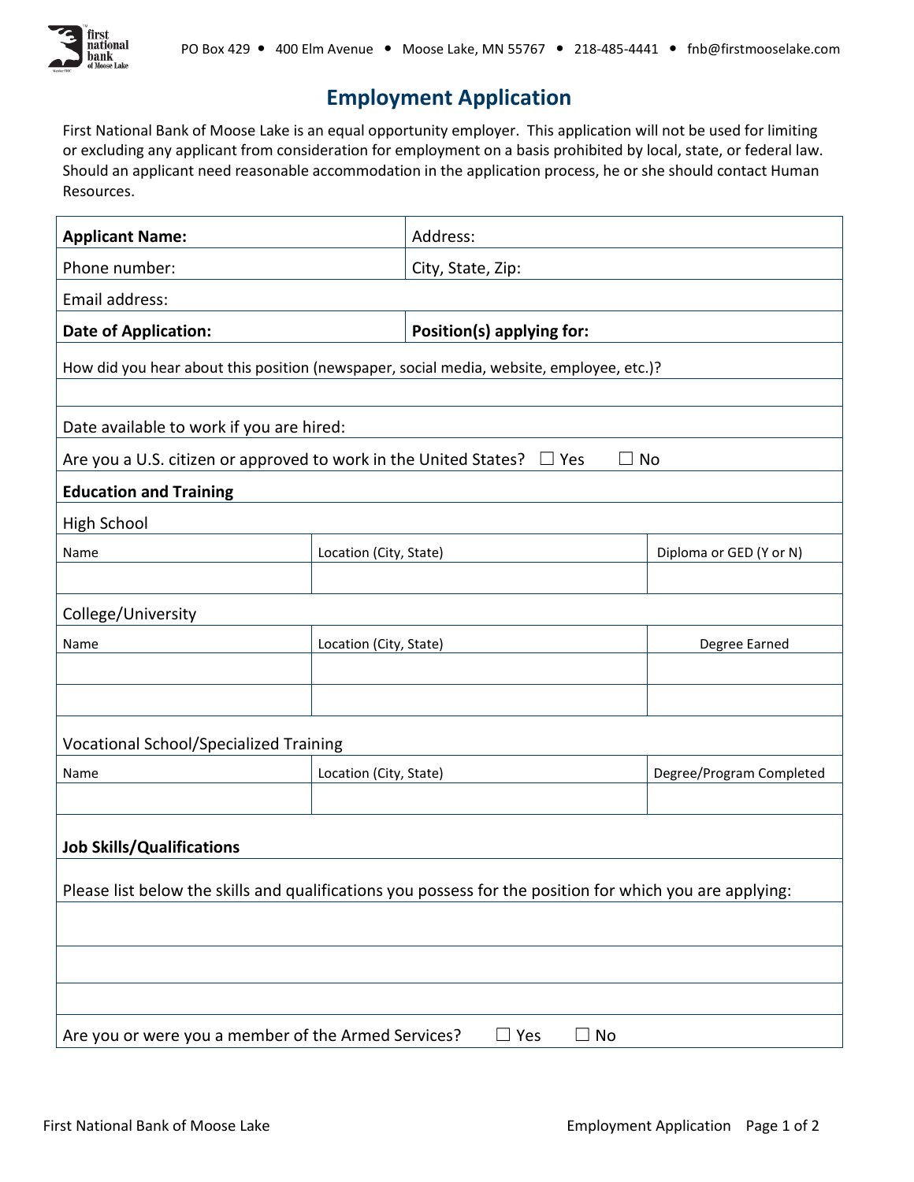PO Box 429 • 400 Elm Avenue • Moose Lake, MN 55767 • 218-485-4441 • fnb@firstmooselake.com

# Employment Application

First National Bank of Moose Lake is an equal opportunity employer. This application will not be used for limiting or excluding any applicant from consideration for employment on a basis prohibited by local, state, or federal law. Should an applicant need reasonable accommodation in the application process, he or she should contact Human Resources.

| **Applicant Name:** | Address: |
|---|---|
| Phone number: | City, State, Zip: |
| Email address: | |
| **Date of Application:** | **Position(s) applying for:** |

How did you hear about this position (newspaper, social media, website, employee, etc.)?

Date available to work if you are hired:

Are you a U.S. citizen or approved to work in the United States? ☐ Yes ☐ No

**Education and Training**

High School

| Name | Location (City, State) | Diploma or GED (Y or N) |
|---|---|---|
| | | |

College/University

| Name | Location (City, State) | Degree Earned |
|---|---|---|
| | | |
| | | |

Vocational School/Specialized Training

| Name | Location (City, State) | Degree/Program Completed |
|---|---|---|
| | | |

**Job Skills/Qualifications**

Please list below the skills and qualifications you possess for the position for which you are applying:

Are you or were you a member of the Armed Services? ☐ Yes ☐ No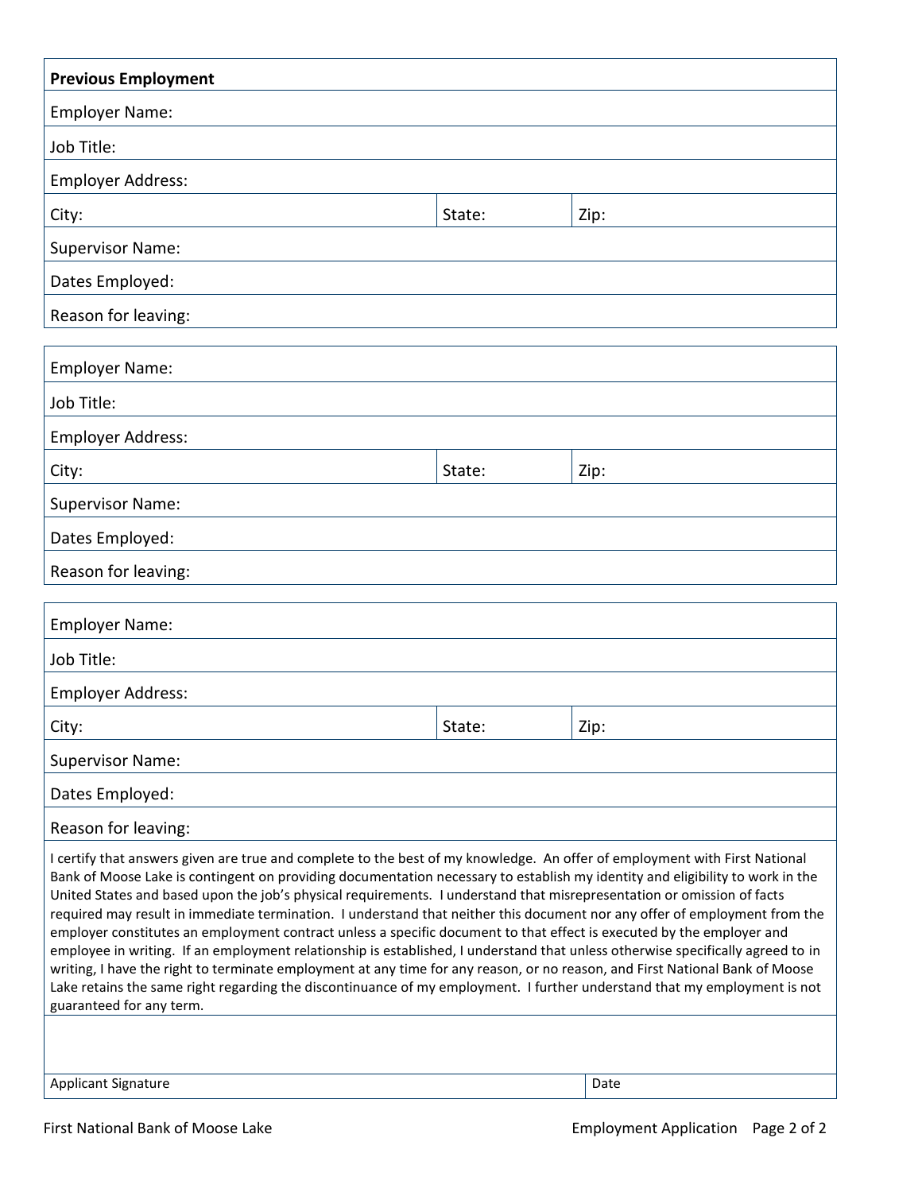| **Previous Employment** | | |
| --- | --- | --- |
| Employer Name: | | |
| Job Title: | | |
| Employer Address: | | |
| City: | State: | Zip: |
| Supervisor Name: | | |
| Dates Employed: | | |
| Reason for leaving: | | |

| | | |
| --- | --- | --- |
| Employer Name: | | |
| Job Title: | | |
| Employer Address: | | |
| City: | State: | Zip: |
| Supervisor Name: | | |
| Dates Employed: | | |
| Reason for leaving: | | |

| | | |
| --- | --- | --- |
| Employer Name: | | |
| Job Title: | | |
| Employer Address: | | |
| City: | State: | Zip: |
| Supervisor Name: | | |
| Dates Employed: | | |
| Reason for leaving: | | |

I certify that answers given are true and complete to the best of my knowledge. An offer of employment with First National Bank of Moose Lake is contingent on providing documentation necessary to establish my identity and eligibility to work in the United States and based upon the job's physical requirements. I understand that misrepresentation or omission of facts required may result in immediate termination. I understand that neither this document nor any offer of employment from the employer constitutes an employment contract unless a specific document to that effect is executed by the employer and employee in writing. If an employment relationship is established, I understand that unless otherwise specifically agreed to in writing, I have the right to terminate employment at any time for any reason, or no reason, and First National Bank of Moose Lake retains the same right regarding the discontinuance of my employment. I further understand that my employment is not guaranteed for any term.

| | |
| --- | --- |
| Applicant Signature | Date |